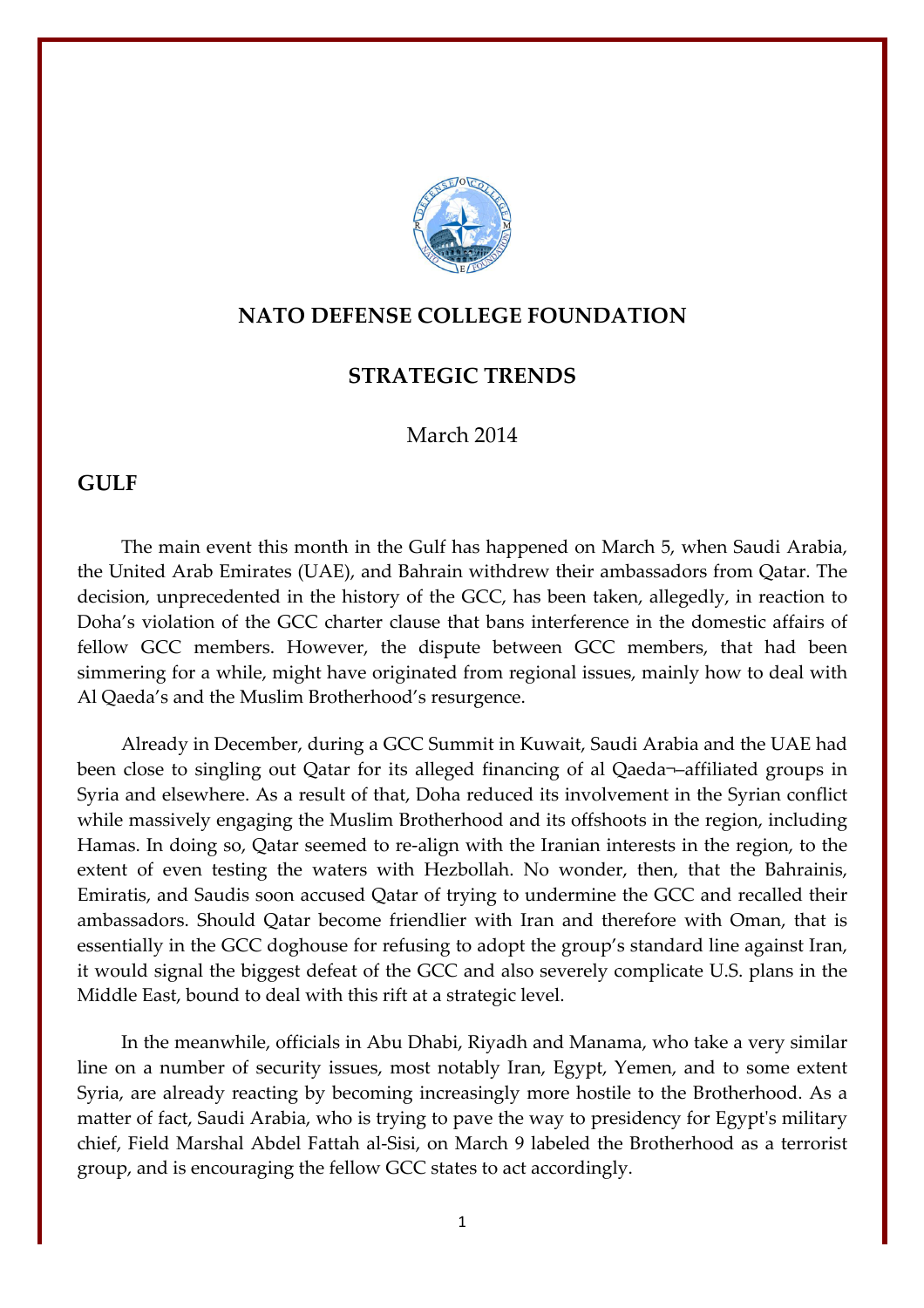# NATO DEFENSE COLLEGE FOUNDATION

## STRATEGIC TRENDS

March 2014

## GULF

The main event this month in the Gulf has happened on March 5, when Saudi Arabia, the United Arab Emirates (UAE), and Bahrain withdrew their ambassadors from Qatar. The decision, unprecedented in the history of the GCC, has been taken, allegedly, in reaction to Doha's violation of the GCC charter clause that bans interference in the domestic affairs of fellow GCC members. However, the dispute between GCC members, that had been simmering for a while, might have originated from regional issues, mainly how to deal with Al Qaeda's and the Muslim Brotherhood's resurgence.

Already in December, during a GCC Summit in Kuwait, Saudi Arabia and the UAE had been close to singling out Qatar for its alleged financing of al Qaeda¬–affiliated groups in Syria and elsewhere. As a result of that, Doha reduced its involvement in the Syrian conflict while massively engaging the Muslim Brotherhood and its offshoots in the region, including Hamas. In doing so, Qatar seemed to re-align with the Iranian interests in the region, to the extent of even testing the waters with Hezbollah. No wonder, then, that the Bahrainis, Emiratis, and Saudis soon accused Qatar of trying to undermine the GCC and recalled their ambassadors. Should Qatar become friendlier with Iran and therefore with Oman, that is essentially in the GCC doghouse for refusing to adopt the group's standard line against Iran, it would signal the biggest defeat of the GCC and also severely complicate U.S. plans in the Middle East, bound to deal with this rift at a strategic level.

In the meanwhile, officials in Abu Dhabi, Riyadh and Manama, who take a very similar line on a number of security issues, most notably Iran, Egypt, Yemen, and to some extent Syria, are already reacting by becoming increasingly more hostile to the Brotherhood. As a matter of fact, Saudi Arabia, who is trying to pave the way to presidency for Egypt's military chief, Field Marshal Abdel Fattah al-Sisi, on March 9 labeled the Brotherhood as a terrorist group, and is encouraging the fellow GCC states to act accordingly.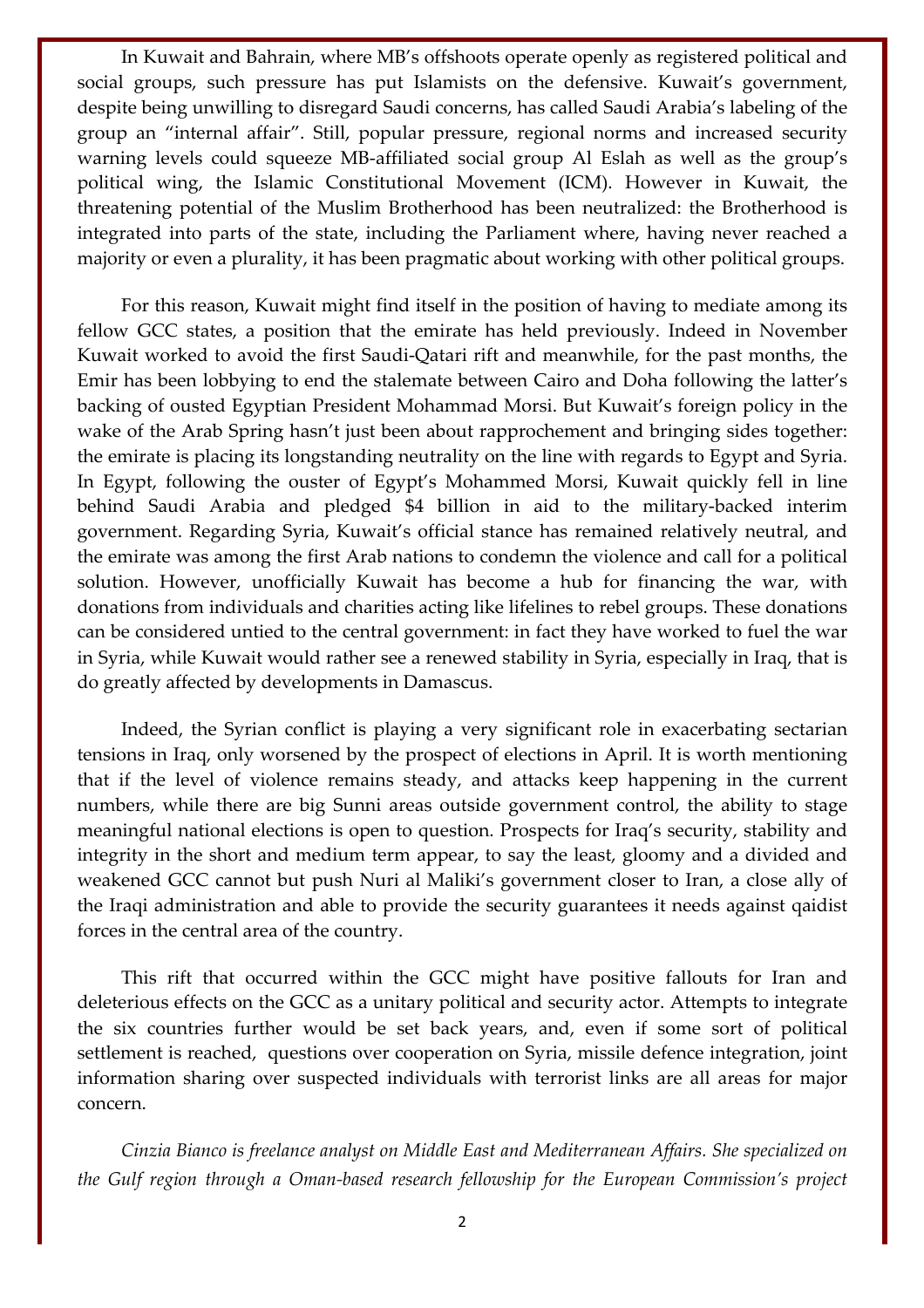In Kuwait and Bahrain, where MB's offshoots operate openly as registered political and social groups, such pressure has put Islamists on the defensive. Kuwait's government, despite being unwilling to disregard Saudi concerns, has called Saudi Arabia's labeling of the group an "internal affair". Still, popular pressure, regional norms and increased security warning levels could squeeze MB-affiliated social group Al Eslah as well as the group's political wing, the Islamic Constitutional Movement (ICM). However in Kuwait, the threatening potential of the Muslim Brotherhood has been neutralized: the Brotherhood is integrated into parts of the state, including the Parliament where, having never reached a majority or even a plurality, it has been pragmatic about working with other political groups.

For this reason, Kuwait might find itself in the position of having to mediate among its fellow GCC states, a position that the emirate has held previously. Indeed in November Kuwait worked to avoid the first Saudi-Qatari rift and meanwhile, for the past months, the Emir has been lobbying to end the stalemate between Cairo and Doha following the latter's backing of ousted Egyptian President Mohammad Morsi. But Kuwait's foreign policy in the wake of the Arab Spring hasn't just been about rapprochement and bringing sides together: the emirate is placing its longstanding neutrality on the line with regards to Egypt and Syria. In Egypt, following the ouster of Egypt's Mohammed Morsi, Kuwait quickly fell in line behind Saudi Arabia and pledged $4 billion in aid to the military-backed interim government. Regarding Syria, Kuwait's official stance has remained relatively neutral, and the emirate was among the first Arab nations to condemn the violence and call for a political solution. However, unofficially Kuwait has become a hub for financing the war, with donations from individuals and charities acting like lifelines to rebel groups. These donations can be considered untied to the central government: in fact they have worked to fuel the war in Syria, while Kuwait would rather see a renewed stability in Syria, especially in Iraq, that is do greatly affected by developments in Damascus.

Indeed, the Syrian conflict is playing a very significant role in exacerbating sectarian tensions in Iraq, only worsened by the prospect of elections in April. It is worth mentioning that if the level of violence remains steady, and attacks keep happening in the current numbers, while there are big Sunni areas outside government control, the ability to stage meaningful national elections is open to question. Prospects for Iraq's security, stability and integrity in the short and medium term appear, to say the least, gloomy and a divided and weakened GCC cannot but push Nuri al Maliki's government closer to Iran, a close ally of the Iraqi administration and able to provide the security guarantees it needs against qaidist forces in the central area of the country.

This rift that occurred within the GCC might have positive fallouts for Iran and deleterious effects on the GCC as a unitary political and security actor. Attempts to integrate the six countries further would be set back years, and, even if some sort of political settlement is reached, questions over cooperation on Syria, missile defence integration, joint information sharing over suspected individuals with terrorist links are all areas for major concern.

*Cinzia Bianco is freelance analyst on Middle East and Mediterranean Affairs. She specialized on the Gulf region through a Oman-based research fellowship for the European Commission's project*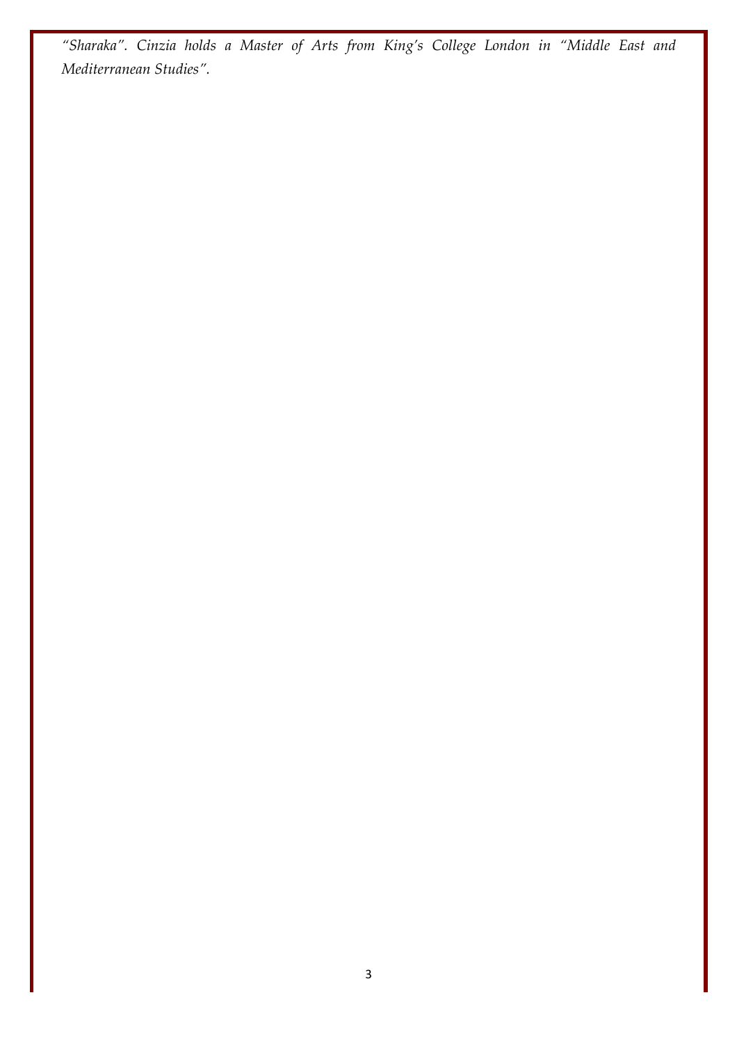*"Sharaka". Cinzia holds a Master of Arts from King's College London in "Middle East and Mediterranean Studies".*